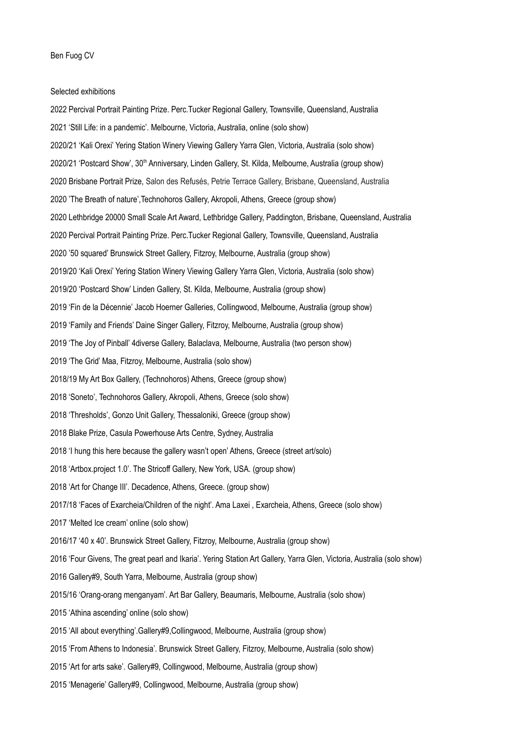Ben Fuog CV

Selected exhibitions

2022 Percival Portrait Painting Prize. Perc.Tucker Regional Gallery, Townsville, Queensland, Australia

2021 'Still Life: in a pandemic'. Melbourne, Victoria, Australia, online (solo show)

2020/21 'Kali Orexi' Yering Station Winery Viewing Gallery Yarra Glen, Victoria, Australia (solo show)

2020/21 'Postcard Show', 30th Anniversary, Linden Gallery, St. Kilda, Melbourne, Australia (group show)

2020 Brisbane Portrait Prize, Salon des Refusés, Petrie Terrace Gallery, Brisbane, Queensland, Australia

2020 'The Breath of nature',Technohoros Gallery, Akropoli, Athens, Greece (group show)

2020 Lethbridge 20000 Small Scale Art Award, Lethbridge Gallery, Paddington, Brisbane, Queensland, Australia

2020 Percival Portrait Painting Prize. Perc.Tucker Regional Gallery, Townsville, Queensland, Australia

2020 '50 squared' Brunswick Street Gallery, Fitzroy, Melbourne, Australia (group show)

2019/20 'Kali Orexi' Yering Station Winery Viewing Gallery Yarra Glen, Victoria, Australia (solo show)

2019/20 'Postcard Show' Linden Gallery, St. Kilda, Melbourne, Australia (group show)

2019 'Fin de la Décennie' Jacob Hoerner Galleries, Collingwood, Melbourne, Australia (group show)

2019 'Family and Friends' Daine Singer Gallery, Fitzroy, Melbourne, Australia (group show)

2019 'The Joy of Pinball' 4diverse Gallery, Balaclava, Melbourne, Australia (two person show)

2019 'The Grid' Maa, Fitzroy, Melbourne, Australia (solo show)

2018/19 My Art Box Gallery, (Technohoros) Athens, Greece (group show)

2018 'Soneto', Technohoros Gallery, Akropoli, Athens, Greece (solo show)

2018 'Thresholds', Gonzo Unit Gallery, Thessaloniki, Greece (group show)

2018 Blake Prize, Casula Powerhouse Arts Centre, Sydney, Australia

2018 'I hung this here because the gallery wasn't open' Athens, Greece (street art/solo)

2018 'Artbox.project 1.0'. The Stricoff Gallery, New York, USA. (group show)

2018 'Art for Change III'. Decadence, Athens, Greece. (group show)

2017/18 'Faces of Exarcheia/Children of the night'. Ama Laxei , Exarcheia, Athens, Greece (solo show)

2017 'Melted Ice cream' online (solo show)

2016/17 '40 x 40'. Brunswick Street Gallery, Fitzroy, Melbourne, Australia (group show)

2016 'Four Givens, The great pearl and Ikaria'. Yering Station Art Gallery, Yarra Glen, Victoria, Australia (solo show)

2016 Gallery#9, South Yarra, Melbourne, Australia (group show)

2015/16 'Orang-orang menganyam'. Art Bar Gallery, Beaumaris, Melbourne, Australia (solo show)

2015 'Athina ascending' online (solo show)

2015 'All about everything'.Gallery#9,Collingwood, Melbourne, Australia (group show)

2015 'From Athens to Indonesia'. Brunswick Street Gallery, Fitzroy, Melbourne, Australia (solo show)

2015 'Art for arts sake'. Gallery#9, Collingwood, Melbourne, Australia (group show)

2015 'Menagerie' Gallery#9, Collingwood, Melbourne, Australia (group show)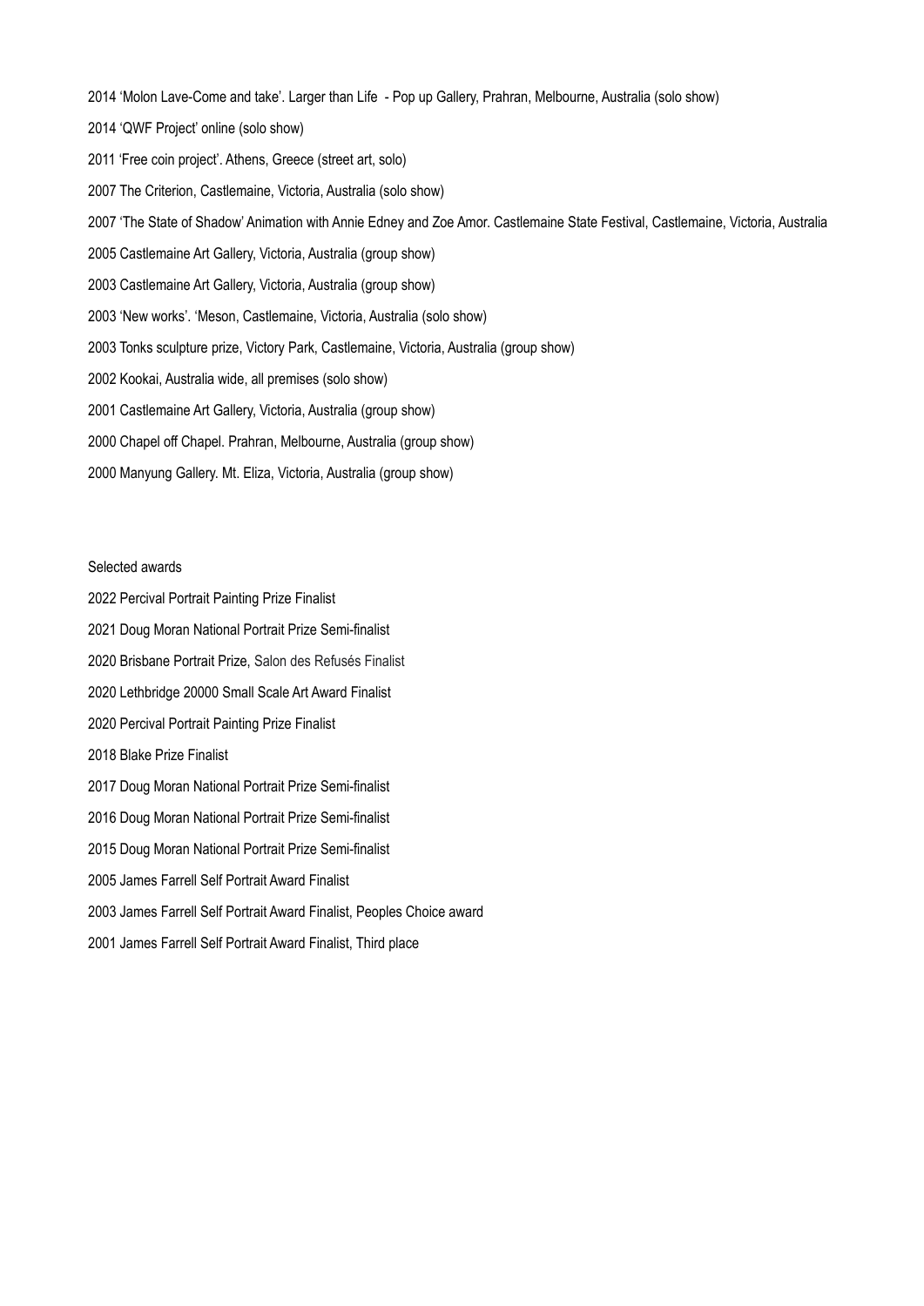2014 'Molon Lave-Come and take'. Larger than Life - Pop up Gallery, Prahran, Melbourne, Australia (solo show)

2014 'QWF Project' online (solo show)

2011 'Free coin project'. Athens, Greece (street art, solo)

2007 The Criterion, Castlemaine, Victoria, Australia (solo show)

2007 'The State of Shadow' Animation with Annie Edney and Zoe Amor. Castlemaine State Festival, Castlemaine, Victoria, Australia

2005 Castlemaine Art Gallery, Victoria, Australia (group show)

2003 Castlemaine Art Gallery, Victoria, Australia (group show)

2003 'New works'. 'Meson, Castlemaine, Victoria, Australia (solo show)

2003 Tonks sculpture prize, Victory Park, Castlemaine, Victoria, Australia (group show)

2002 Kookai, Australia wide, all premises (solo show)

2001 Castlemaine Art Gallery, Victoria, Australia (group show)

2000 Chapel off Chapel. Prahran, Melbourne, Australia (group show)

2000 Manyung Gallery. Mt. Eliza, Victoria, Australia (group show)

Selected awards

2022 Percival Portrait Painting Prize Finalist

2021 Doug Moran National Portrait Prize Semi-finalist

2020 Brisbane Portrait Prize, Salon des Refusés Finalist

2020 Lethbridge 20000 Small Scale Art Award Finalist

2020 Percival Portrait Painting Prize Finalist

2018 Blake Prize Finalist

2017 Doug Moran National Portrait Prize Semi-finalist

2016 Doug Moran National Portrait Prize Semi-finalist

2015 Doug Moran National Portrait Prize Semi-finalist

2005 James Farrell Self Portrait Award Finalist

2003 James Farrell Self Portrait Award Finalist, Peoples Choice award

2001 James Farrell Self Portrait Award Finalist, Third place